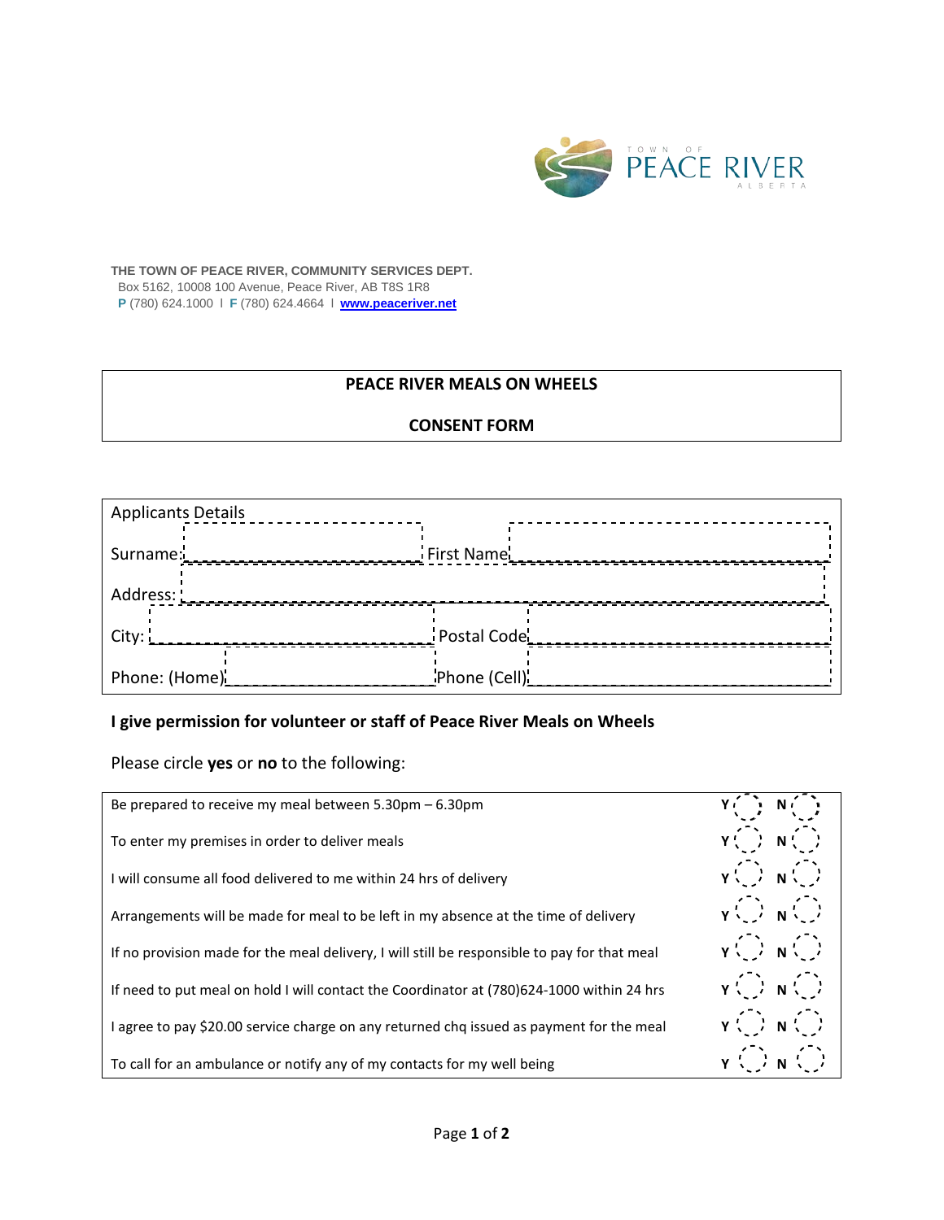TOWN OF PEACE RIVER ALBERTA

**THE TOWN OF PEACE RIVER, COMMUNITY SERVICES DEPT.**
Box 5162, 10008 100 Avenue, Peace River, AB T8S 1R8
**P** (780) 624.1000 | **F** (780) 624.4664 | **www.peaceriver.net**

# PEACE RIVER MEALS ON WHEELS

## CONSENT FORM

| Applicants Details | | | |
|---|---|---|---|
| Surname: | | First Name | |
| Address: | | | |
| City: | | Postal Code | |
| Phone: (Home) | | Phone (Cell) | |

**I give permission for volunteer or staff of Peace River Meals on Wheels**

Please circle **yes** or **no** to the following:

| | | |
|---|---|---|
| Be prepared to receive my meal between 5.30pm – 6.30pm | **Y** | **N** |
| To enter my premises in order to deliver meals | **Y** | **N** |
| I will consume all food delivered to me within 24 hrs of delivery | **Y** | **N** |
| Arrangements will be made for meal to be left in my absence at the time of delivery | **Y** | **N** |
| If no provision made for the meal delivery, I will still be responsible to pay for that meal | **Y** | **N** |
| If need to put meal on hold I will contact the Coordinator at (780)624-1000 within 24 hrs | **Y** | **N** |
| I agree to pay $20.00 service charge on any returned chq issued as payment for the meal | **Y** | **N** |
| To call for an ambulance or notify any of my contacts for my well being | **Y** | **N** |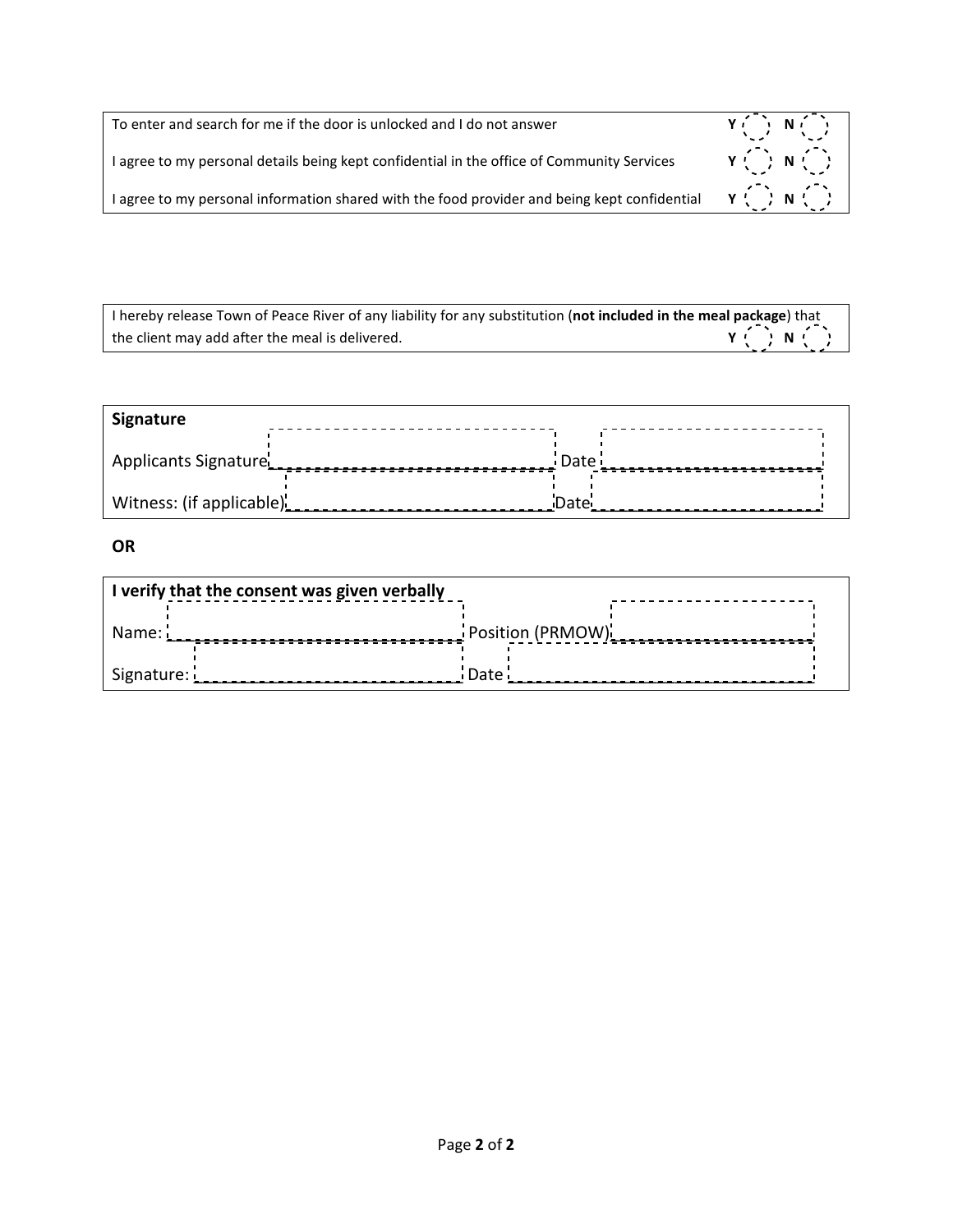| | |
|---|---|
| To enter and search for me if the door is unlocked and I do not answer | **Y** ◯ **N** ◯ |
| I agree to my personal details being kept confidential in the office of Community Services | **Y** ◯ **N** ◯ |
| I agree to my personal information shared with the food provider and being kept confidential | **Y** ◯ **N** ◯ |

| | |
|---|---|
| I hereby release Town of Peace River of any liability for any substitution (**not included in the meal package**) that the client may add after the meal is delivered. | **Y** ◯ **N** ◯ |

| **Signature** | | | |
|---|---|---|---|
| Applicants Signature | | Date | |
| Witness: (if applicable) | | Date | |

**OR**

| **I verify that the consent was given verbally** | | | |
|---|---|---|---|
| Name: | | Position (PRMOW) | |
| Signature: | | Date | |